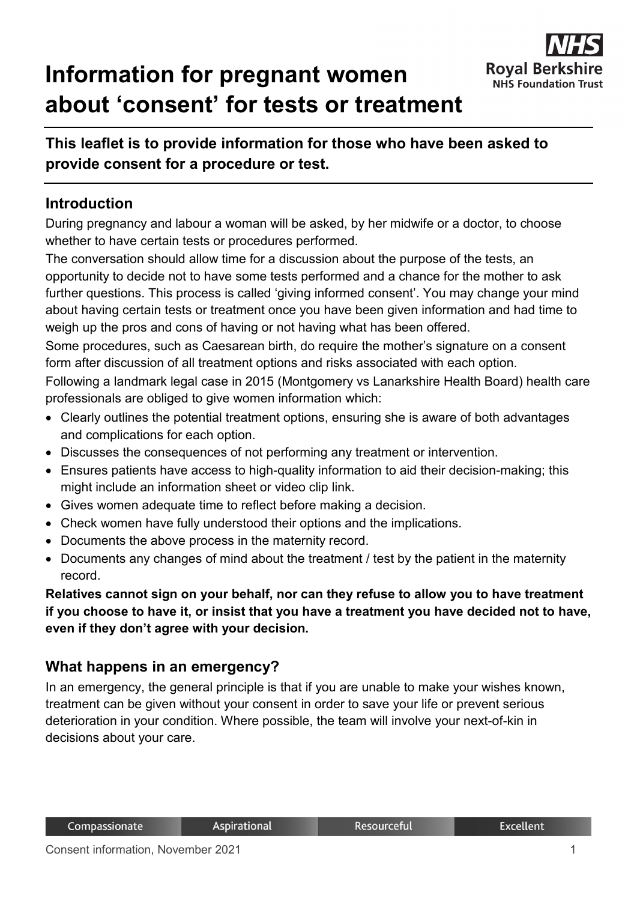# Information for pregnant women about 'consent' for tests or treatment

**This leaflet is to provide information for those who have been asked to provide consent for a procedure or test.**

## Introduction

During pregnancy and labour a woman will be asked, by her midwife or a doctor, to choose whether to have certain tests or procedures performed.

The conversation should allow time for a discussion about the purpose of the tests, an opportunity to decide not to have some tests performed and a chance for the mother to ask further questions. This process is called 'giving informed consent'. You may change your mind about having certain tests or treatment once you have been given information and had time to weigh up the pros and cons of having or not having what has been offered.

Some procedures, such as Caesarean birth, do require the mother's signature on a consent form after discussion of all treatment options and risks associated with each option.

Following a landmark legal case in 2015 (Montgomery vs Lanarkshire Health Board) health care professionals are obliged to give women information which:

- Clearly outlines the potential treatment options, ensuring she is aware of both advantages and complications for each option.
- Discusses the consequences of not performing any treatment or intervention.
- Ensures patients have access to high-quality information to aid their decision-making; this might include an information sheet or video clip link.
- Gives women adequate time to reflect before making a decision.
- Check women have fully understood their options and the implications.
- Documents the above process in the maternity record.
- Documents any changes of mind about the treatment / test by the patient in the maternity record.

**Relatives cannot sign on your behalf, nor can they refuse to allow you to have treatment if you choose to have it, or insist that you have a treatment you have decided not to have, even if they don't agree with your decision.**

## What happens in an emergency?

In an emergency, the general principle is that if you are unable to make your wishes known, treatment can be given without your consent in order to save your life or prevent serious deterioration in your condition. Where possible, the team will involve your next-of-kin in decisions about your care.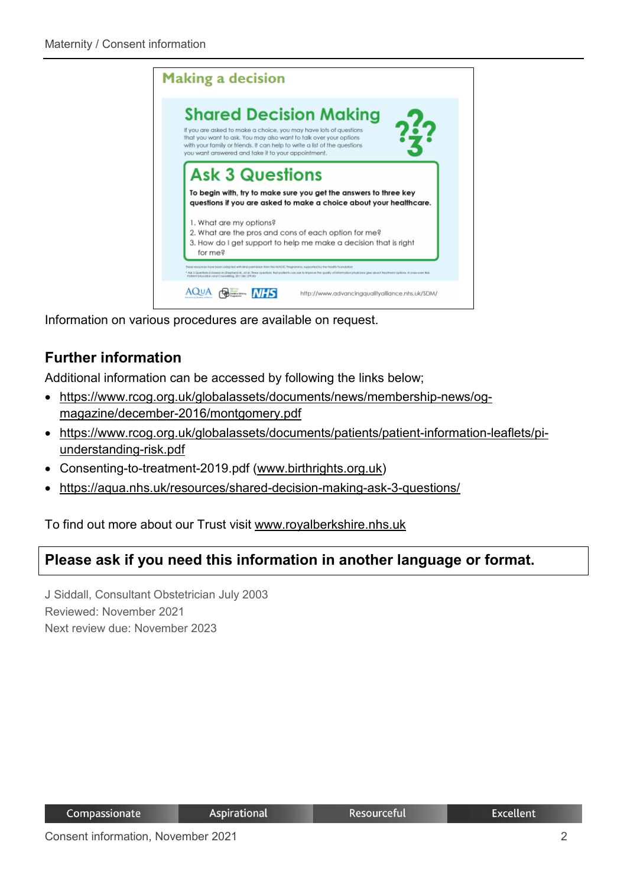## Making a decision

## Shared Decision Making

If you are asked to make a choice, you may have lots of questions that you want to ask. You may also want to talk over your options with your family or friends. It can help to write a list of the questions you want answered and take it to your appointment.

### Ask 3 Questions

**To begin with, try to make sure you get the answers to three key questions if you are asked to make a choice about your healthcare.**

1. What are my options?
2. What are the pros and cons of each option for me?
3. How do I get support to help me make a decision that is right for me?

http://www.advancingqualityalliance.nhs.uk/SDM/

Information on various procedures are available on request.

## Further information

Additional information can be accessed by following the links below;

- https://www.rcog.org.uk/globalassets/documents/news/membership-news/og-magazine/december-2016/montgomery.pdf
- https://www.rcog.org.uk/globalassets/documents/patients/patient-information-leaflets/pi-understanding-risk.pdf
- Consenting-to-treatment-2019.pdf (www.birthrights.org.uk)
- https://aqua.nhs.uk/resources/shared-decision-making-ask-3-questions/

To find out more about our Trust visit www.royalberkshire.nhs.uk

**Please ask if you need this information in another language or format.**

J Siddall, Consultant Obstetrician July 2003
Reviewed: November 2021
Next review due: November 2023